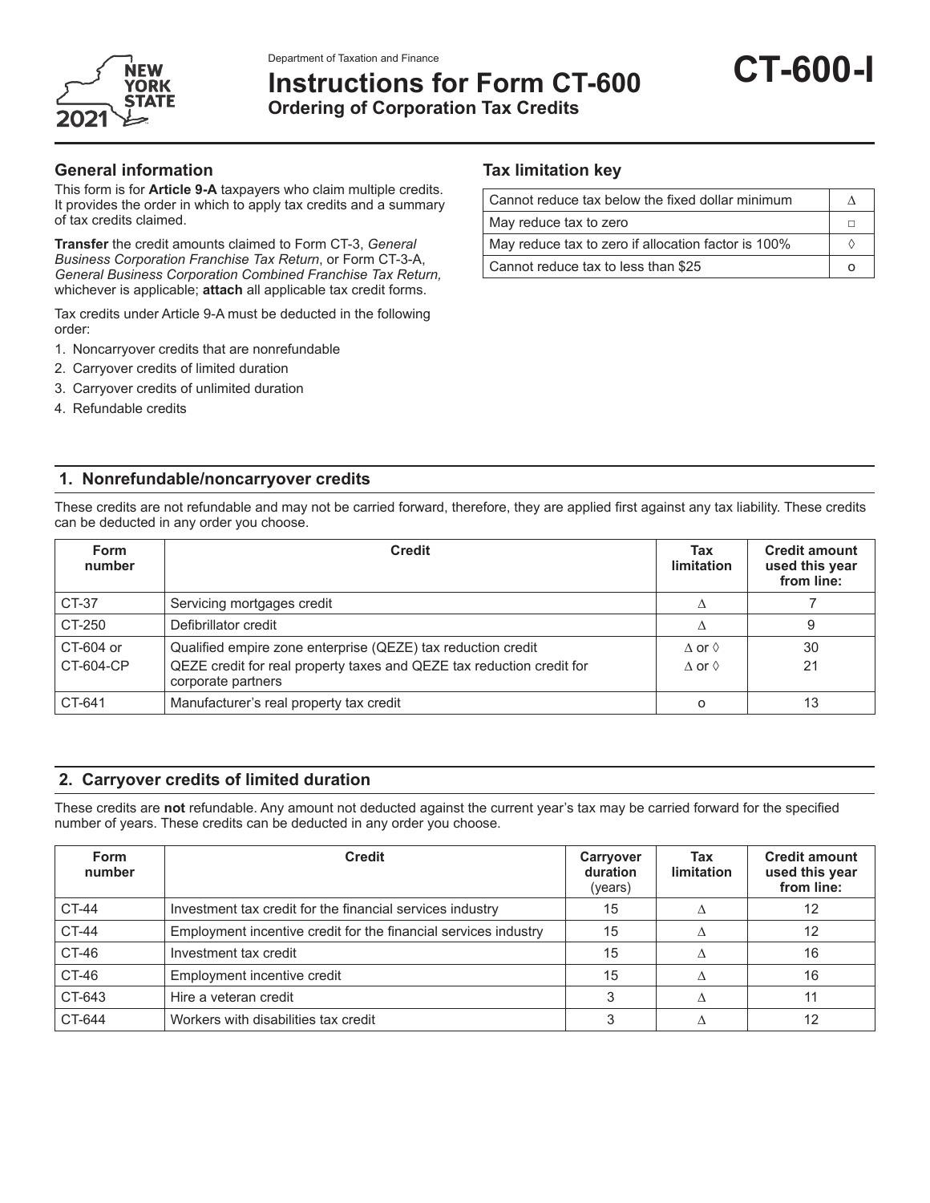Department of Taxation and Finance

# Instructions for Form CT-600

## Ordering of Corporation Tax Credits

**CT-600-I**

2021

### General information

This form is for **Article 9-A** taxpayers who claim multiple credits. It provides the order in which to apply tax credits and a summary of tax credits claimed.

**Transfer** the credit amounts claimed to Form CT-3, *General Business Corporation Franchise Tax Return*, or Form CT-3-A, *General Business Corporation Combined Franchise Tax Return,* whichever is applicable; **attach** all applicable tax credit forms.

Tax credits under Article 9-A must be deducted in the following order:

1. Noncarryover credits that are nonrefundable
2. Carryover credits of limited duration
3. Carryover credits of unlimited duration
4. Refundable credits

### Tax limitation key

| | |
|---|---|
| Cannot reduce tax below the fixed dollar minimum | ∆ |
| May reduce tax to zero | □ |
| May reduce tax to zero if allocation factor is 100% | ◊ |
| Cannot reduce tax to less than $25 | o |

## 1. Nonrefundable/noncarryover credits

These credits are not refundable and may not be carried forward, therefore, they are applied first against any tax liability. These credits can be deducted in any order you choose.

| Form number | Credit | Tax limitation | Credit amount used this year from line: |
|---|---|---|---|
| CT-37 | Servicing mortgages credit | ∆ | 7 |
| CT-250 | Defibrillator credit | ∆ | 9 |
| CT-604 or CT-604-CP | Qualified empire zone enterprise (QEZE) tax reduction credit | ∆ or ◊ | 30 |
| | QEZE credit for real property taxes and QEZE tax reduction credit for corporate partners | ∆ or ◊ | 21 |
| CT-641 | Manufacturer's real property tax credit | o | 13 |

## 2. Carryover credits of limited duration

These credits are **not** refundable. Any amount not deducted against the current year's tax may be carried forward for the specified number of years. These credits can be deducted in any order you choose.

| Form number | Credit | Carryover duration (years) | Tax limitation | Credit amount used this year from line: |
|---|---|---|---|---|
| CT-44 | Investment tax credit for the financial services industry | 15 | ∆ | 12 |
| CT-44 | Employment incentive credit for the financial services industry | 15 | ∆ | 12 |
| CT-46 | Investment tax credit | 15 | ∆ | 16 |
| CT-46 | Employment incentive credit | 15 | ∆ | 16 |
| CT-643 | Hire a veteran credit | 3 | ∆ | 11 |
| CT-644 | Workers with disabilities tax credit | 3 | ∆ | 12 |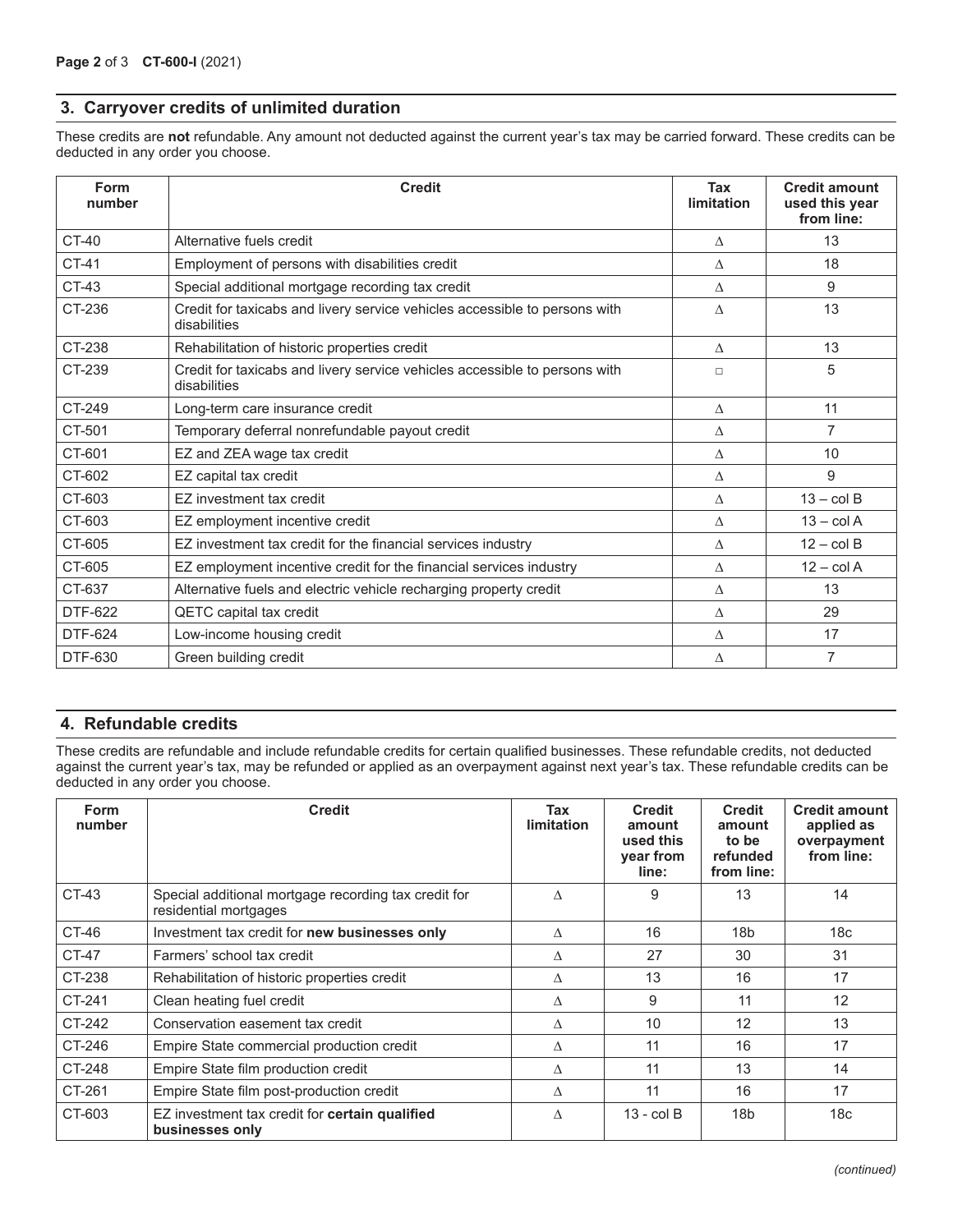## 3. Carryover credits of unlimited duration

These credits are **not** refundable. Any amount not deducted against the current year's tax may be carried forward. These credits can be deducted in any order you choose.

| Form number | Credit | Tax limitation | Credit amount used this year from line: |
|---|---|---|---|
| CT-40 | Alternative fuels credit | Δ | 13 |
| CT-41 | Employment of persons with disabilities credit | Δ | 18 |
| CT-43 | Special additional mortgage recording tax credit | Δ | 9 |
| CT-236 | Credit for taxicabs and livery service vehicles accessible to persons with disabilities | Δ | 13 |
| CT-238 | Rehabilitation of historic properties credit | Δ | 13 |
| CT-239 | Credit for taxicabs and livery service vehicles accessible to persons with disabilities | □ | 5 |
| CT-249 | Long-term care insurance credit | Δ | 11 |
| CT-501 | Temporary deferral nonrefundable payout credit | Δ | 7 |
| CT-601 | EZ and ZEA wage tax credit | Δ | 10 |
| CT-602 | EZ capital tax credit | Δ | 9 |
| CT-603 | EZ investment tax credit | Δ | 13 – col B |
| CT-603 | EZ employment incentive credit | Δ | 13 – col A |
| CT-605 | EZ investment tax credit for the financial services industry | Δ | 12 – col B |
| CT-605 | EZ employment incentive credit for the financial services industry | Δ | 12 – col A |
| CT-637 | Alternative fuels and electric vehicle recharging property credit | Δ | 13 |
| DTF-622 | QETC capital tax credit | Δ | 29 |
| DTF-624 | Low-income housing credit | Δ | 17 |
| DTF-630 | Green building credit | Δ | 7 |

## 4. Refundable credits

These credits are refundable and include refundable credits for certain qualified businesses. These refundable credits, not deducted against the current year's tax, may be refunded or applied as an overpayment against next year's tax. These refundable credits can be deducted in any order you choose.

| Form number | Credit | Tax limitation | Credit amount used this year from line: | Credit amount to be refunded from line: | Credit amount applied as overpayment from line: |
|---|---|---|---|---|---|
| CT-43 | Special additional mortgage recording tax credit for residential mortgages | Δ | 9 | 13 | 14 |
| CT-46 | Investment tax credit for **new businesses only** | Δ | 16 | 18b | 18c |
| CT-47 | Farmers' school tax credit | Δ | 27 | 30 | 31 |
| CT-238 | Rehabilitation of historic properties credit | Δ | 13 | 16 | 17 |
| CT-241 | Clean heating fuel credit | Δ | 9 | 11 | 12 |
| CT-242 | Conservation easement tax credit | Δ | 10 | 12 | 13 |
| CT-246 | Empire State commercial production credit | Δ | 11 | 16 | 17 |
| CT-248 | Empire State film production credit | Δ | 11 | 13 | 14 |
| CT-261 | Empire State film post-production credit | Δ | 11 | 16 | 17 |
| CT-603 | EZ investment tax credit for **certain qualified businesses only** | Δ | 13 - col B | 18b | 18c |

*(continued)*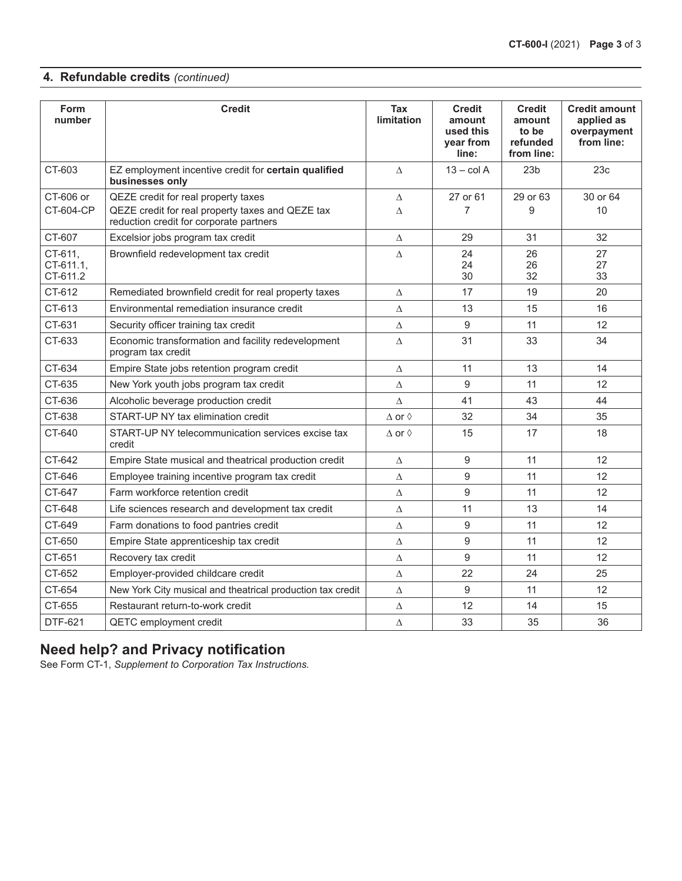## 4. Refundable credits *(continued)*

| Form number | Credit | Tax limitation | Credit amount used this year from line: | Credit amount to be refunded from line: | Credit amount applied as overpayment from line: |
|---|---|---|---|---|---|
| CT-603 | EZ employment incentive credit for **certain qualified businesses only** | Δ | 13 – col A | 23b | 23c |
| CT-606 or | QEZE credit for real property taxes | Δ | 27 or 61 | 29 or 63 | 30 or 64 |
| CT-604-CP | QEZE credit for real property taxes and QEZE tax reduction credit for corporate partners | Δ | 7 | 9 | 10 |
| CT-607 | Excelsior jobs program tax credit | Δ | 29 | 31 | 32 |
| CT-611, CT-611.1, CT-611.2 | Brownfield redevelopment tax credit | Δ | 24<br>24<br>30 | 26<br>26<br>32 | 27<br>27<br>33 |
| CT-612 | Remediated brownfield credit for real property taxes | Δ | 17 | 19 | 20 |
| CT-613 | Environmental remediation insurance credit | Δ | 13 | 15 | 16 |
| CT-631 | Security officer training tax credit | Δ | 9 | 11 | 12 |
| CT-633 | Economic transformation and facility redevelopment program tax credit | Δ | 31 | 33 | 34 |
| CT-634 | Empire State jobs retention program credit | Δ | 11 | 13 | 14 |
| CT-635 | New York youth jobs program tax credit | Δ | 9 | 11 | 12 |
| CT-636 | Alcoholic beverage production credit | Δ | 41 | 43 | 44 |
| CT-638 | START-UP NY tax elimination credit | Δ or ◊ | 32 | 34 | 35 |
| CT-640 | START-UP NY telecommunication services excise tax credit | Δ or ◊ | 15 | 17 | 18 |
| CT-642 | Empire State musical and theatrical production credit | Δ | 9 | 11 | 12 |
| CT-646 | Employee training incentive program tax credit | Δ | 9 | 11 | 12 |
| CT-647 | Farm workforce retention credit | Δ | 9 | 11 | 12 |
| CT-648 | Life sciences research and development tax credit | Δ | 11 | 13 | 14 |
| CT-649 | Farm donations to food pantries credit | Δ | 9 | 11 | 12 |
| CT-650 | Empire State apprenticeship tax credit | Δ | 9 | 11 | 12 |
| CT-651 | Recovery tax credit | Δ | 9 | 11 | 12 |
| CT-652 | Employer-provided childcare credit | Δ | 22 | 24 | 25 |
| CT-654 | New York City musical and theatrical production tax credit | Δ | 9 | 11 | 12 |
| CT-655 | Restaurant return-to-work credit | Δ | 12 | 14 | 15 |
| DTF-621 | QETC employment credit | Δ | 33 | 35 | 36 |

## Need help? and Privacy notification

See Form CT-1, *Supplement to Corporation Tax Instructions.*